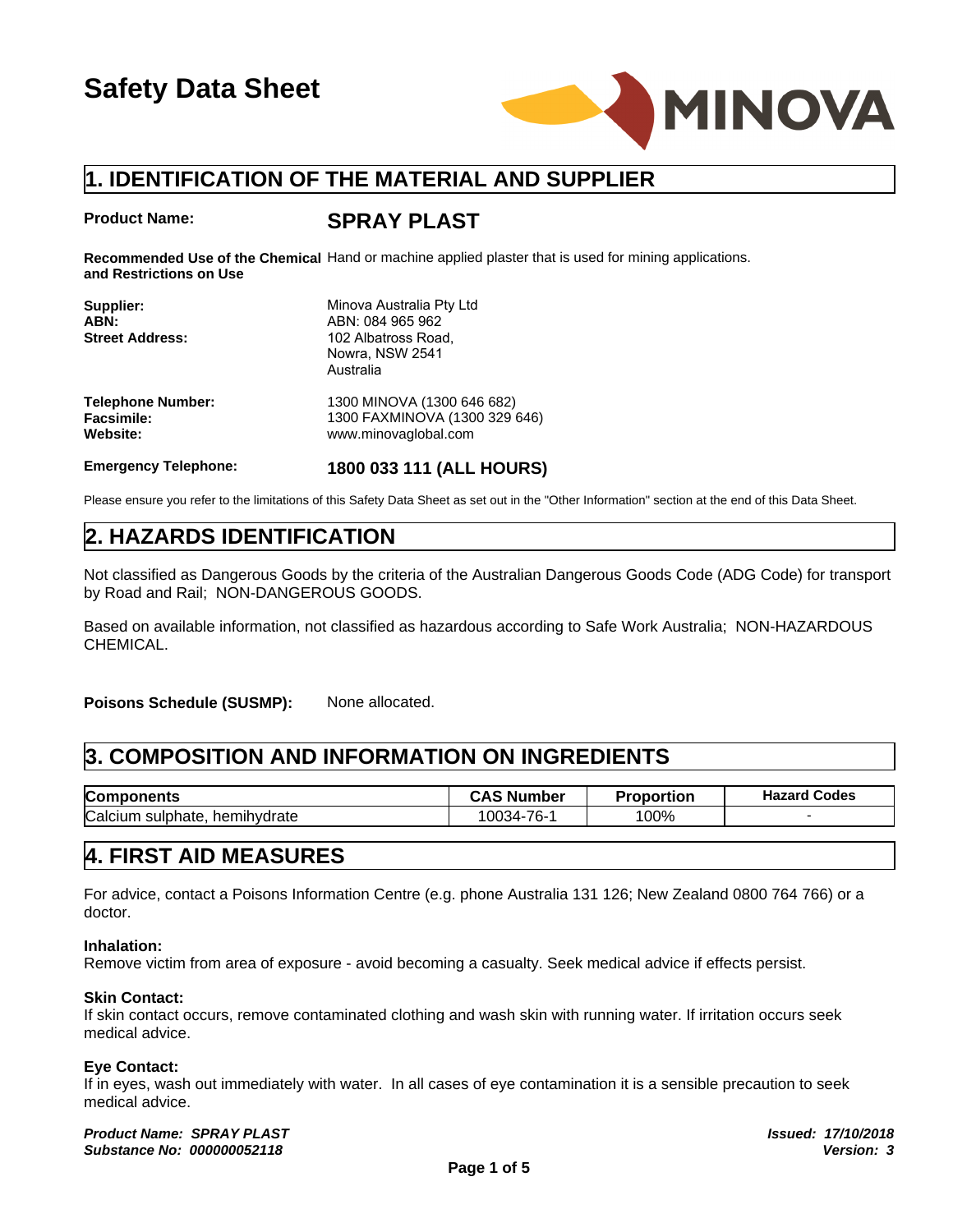# Safety Data Sheet

## 1. IDENTIFICATION OF THE MATERIAL AND SUPPLIER

**Product Name:** **SPRAY PLAST**

**Recommended Use of the Chemical and Restrictions on Use** Hand or machine applied plaster that is used for mining applications.

**Supplier:** Minova Australia Pty Ltd
**ABN:** ABN: 084 965 962
**Street Address:** 102 Albatross Road,
Nowra, NSW 2541
Australia

**Telephone Number:** 1300 MINOVA (1300 646 682)
**Facsimile:** 1300 FAXMINOVA (1300 329 646)
**Website:** www.minovaglobal.com

**Emergency Telephone:** **1800 033 111 (ALL HOURS)**

Please ensure you refer to the limitations of this Safety Data Sheet as set out in the "Other Information" section at the end of this Data Sheet.

## 2. HAZARDS IDENTIFICATION

Not classified as Dangerous Goods by the criteria of the Australian Dangerous Goods Code (ADG Code) for transport by Road and Rail; NON-DANGEROUS GOODS.

Based on available information, not classified as hazardous according to Safe Work Australia; NON-HAZARDOUS CHEMICAL.

**Poisons Schedule (SUSMP):** None allocated.

## 3. COMPOSITION AND INFORMATION ON INGREDIENTS

| Components | CAS Number | Proportion | Hazard Codes |
|---|---|---|---|
| Calcium sulphate, hemihydrate | 10034-76-1 | 100% | - |

## 4. FIRST AID MEASURES

For advice, contact a Poisons Information Centre (e.g. phone Australia 131 126; New Zealand 0800 764 766) or a doctor.

**Inhalation:**
Remove victim from area of exposure - avoid becoming a casualty. Seek medical advice if effects persist.

**Skin Contact:**
If skin contact occurs, remove contaminated clothing and wash skin with running water. If irritation occurs seek medical advice.

**Eye Contact:**
If in eyes, wash out immediately with water. In all cases of eye contamination it is a sensible precaution to seek medical advice.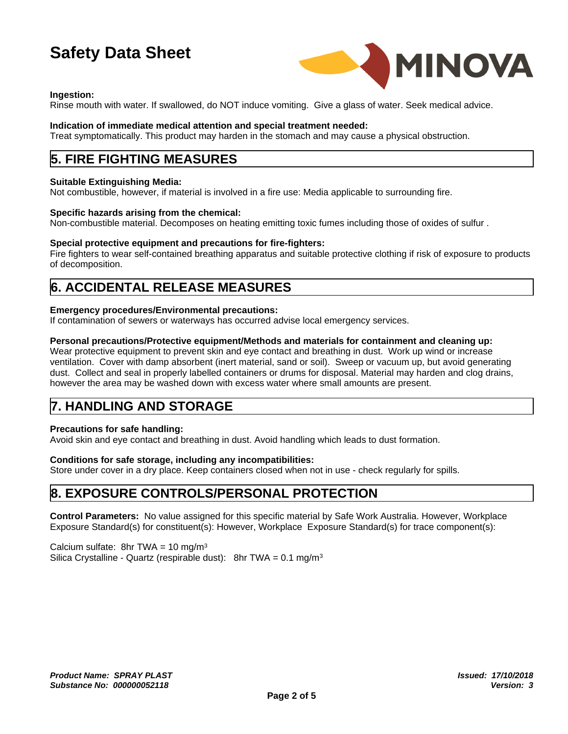**Ingestion:**
Rinse mouth with water. If swallowed, do NOT induce vomiting. Give a glass of water. Seek medical advice.

**Indication of immediate medical attention and special treatment needed:**
Treat symptomatically. This product may harden in the stomach and may cause a physical obstruction.

## 5. FIRE FIGHTING MEASURES

**Suitable Extinguishing Media:**
Not combustible, however, if material is involved in a fire use: Media applicable to surrounding fire.

**Specific hazards arising from the chemical:**
Non-combustible material. Decomposes on heating emitting toxic fumes including those of oxides of sulfur .

**Special protective equipment and precautions for fire-fighters:**
Fire fighters to wear self-contained breathing apparatus and suitable protective clothing if risk of exposure to products of decomposition.

## 6. ACCIDENTAL RELEASE MEASURES

**Emergency procedures/Environmental precautions:**
If contamination of sewers or waterways has occurred advise local emergency services.

**Personal precautions/Protective equipment/Methods and materials for containment and cleaning up:**
Wear protective equipment to prevent skin and eye contact and breathing in dust. Work up wind or increase ventilation. Cover with damp absorbent (inert material, sand or soil). Sweep or vacuum up, but avoid generating dust. Collect and seal in properly labelled containers or drums for disposal. Material may harden and clog drains, however the area may be washed down with excess water where small amounts are present.

## 7. HANDLING AND STORAGE

**Precautions for safe handling:**
Avoid skin and eye contact and breathing in dust. Avoid handling which leads to dust formation.

**Conditions for safe storage, including any incompatibilities:**
Store under cover in a dry place. Keep containers closed when not in use - check regularly for spills.

## 8. EXPOSURE CONTROLS/PERSONAL PROTECTION

**Control Parameters:** No value assigned for this specific material by Safe Work Australia. However, Workplace Exposure Standard(s) for constituent(s): However, Workplace Exposure Standard(s) for trace component(s):

Calcium sulfate: 8hr TWA = 10 mg/m$^3$
Silica Crystalline - Quartz (respirable dust): 8hr TWA = 0.1 mg/m$^3$

*Product Name: SPRAY PLAST*
*Substance No: 000000052118*

*Issued: 17/10/2018*
*Version: 3*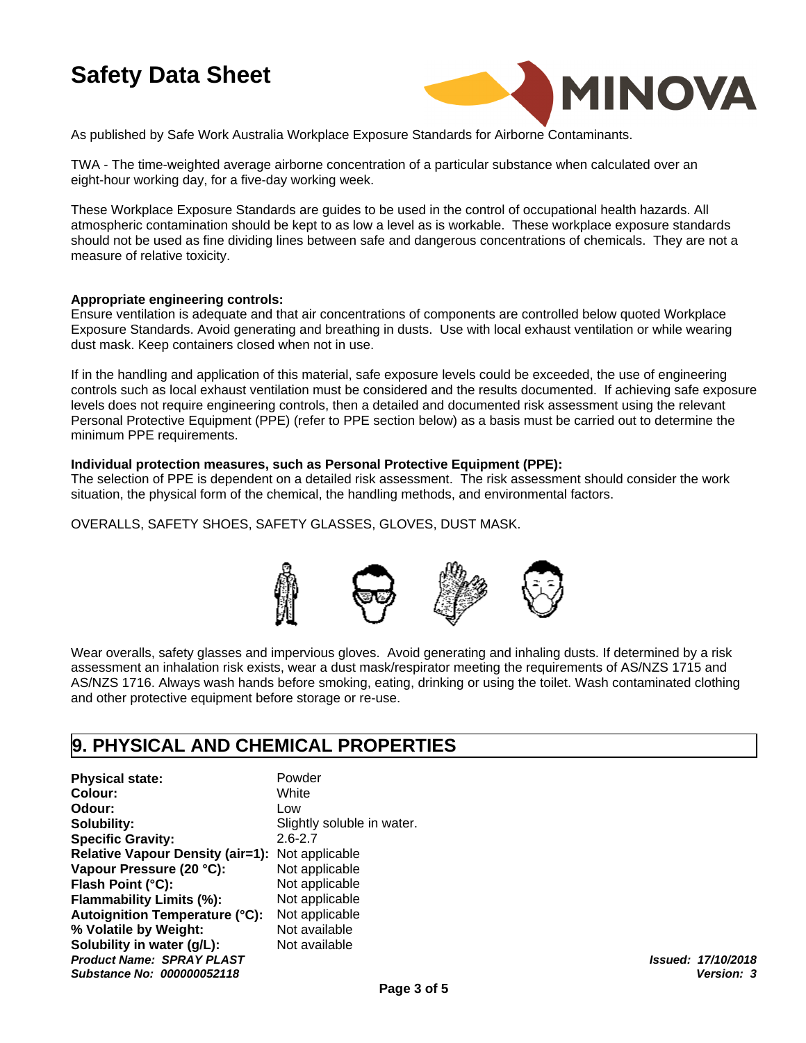As published by Safe Work Australia Workplace Exposure Standards for Airborne Contaminants.

TWA - The time-weighted average airborne concentration of a particular substance when calculated over an eight-hour working day, for a five-day working week.

These Workplace Exposure Standards are guides to be used in the control of occupational health hazards. All atmospheric contamination should be kept to as low a level as is workable. These workplace exposure standards should not be used as fine dividing lines between safe and dangerous concentrations of chemicals. They are not a measure of relative toxicity.

**Appropriate engineering controls:**
Ensure ventilation is adequate and that air concentrations of components are controlled below quoted Workplace Exposure Standards. Avoid generating and breathing in dusts. Use with local exhaust ventilation or while wearing dust mask. Keep containers closed when not in use.

If in the handling and application of this material, safe exposure levels could be exceeded, the use of engineering controls such as local exhaust ventilation must be considered and the results documented. If achieving safe exposure levels does not require engineering controls, then a detailed and documented risk assessment using the relevant Personal Protective Equipment (PPE) (refer to PPE section below) as a basis must be carried out to determine the minimum PPE requirements.

**Individual protection measures, such as Personal Protective Equipment (PPE):**
The selection of PPE is dependent on a detailed risk assessment. The risk assessment should consider the work situation, the physical form of the chemical, the handling methods, and environmental factors.

OVERALLS, SAFETY SHOES, SAFETY GLASSES, GLOVES, DUST MASK.

Wear overalls, safety glasses and impervious gloves. Avoid generating and inhaling dusts. If determined by a risk assessment an inhalation risk exists, wear a dust mask/respirator meeting the requirements of AS/NZS 1715 and AS/NZS 1716. Always wash hands before smoking, eating, drinking or using the toilet. Wash contaminated clothing and other protective equipment before storage or re-use.

## 9. PHYSICAL AND CHEMICAL PROPERTIES

| | |
|---|---|
| **Physical state:** | Powder |
| **Colour:** | White |
| **Odour:** | Low |
| **Solubility:** | Slightly soluble in water. |
| **Specific Gravity:** | 2.6-2.7 |
| **Relative Vapour Density (air=1):** | Not applicable |
| **Vapour Pressure (20 °C):** | Not applicable |
| **Flash Point (°C):** | Not applicable |
| **Flammability Limits (%):** | Not applicable |
| **Autoignition Temperature (°C):** | Not applicable |
| **% Volatile by Weight:** | Not available |
| **Solubility in water (g/L):** | Not available |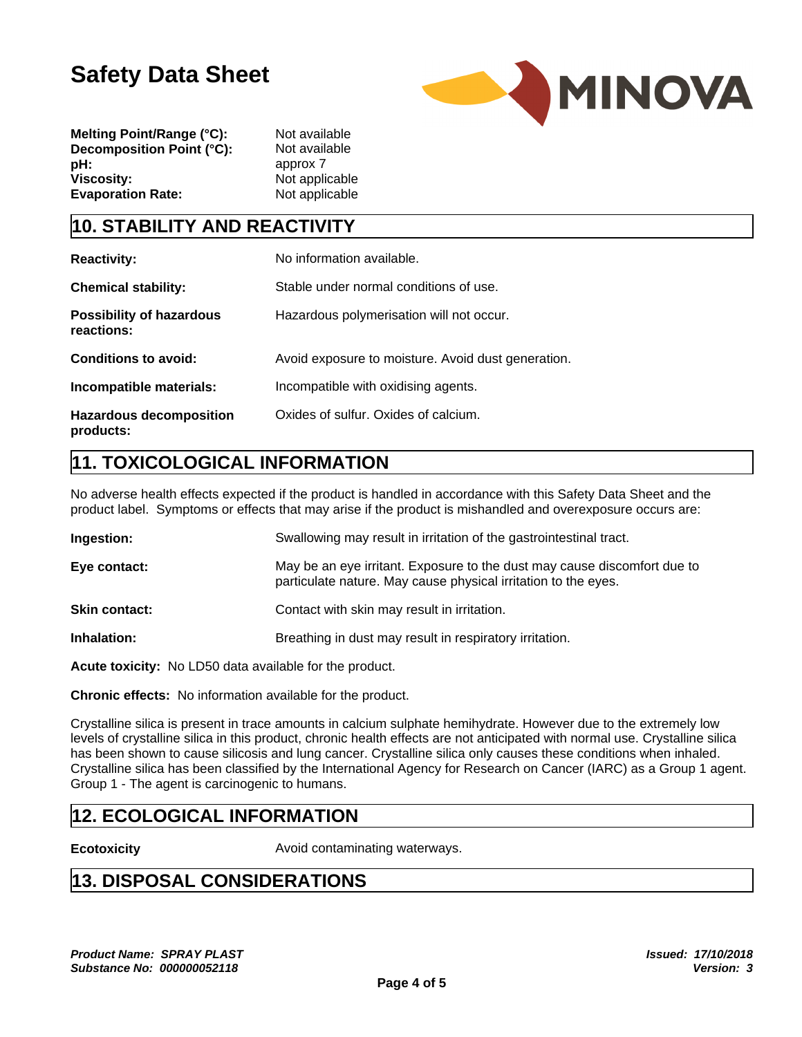| | |
|---|---|
| **Melting Point/Range (°C):** | Not available |
| **Decomposition Point (°C):** | Not available |
| **pH:** | approx 7 |
| **Viscosity:** | Not applicable |
| **Evaporation Rate:** | Not applicable |

## 10. STABILITY AND REACTIVITY

**Reactivity:** No information available.

**Chemical stability:** Stable under normal conditions of use.

**Possibility of hazardous reactions:** Hazardous polymerisation will not occur.

**Conditions to avoid:** Avoid exposure to moisture. Avoid dust generation.

**Incompatible materials:** Incompatible with oxidising agents.

**Hazardous decomposition products:** Oxides of sulfur. Oxides of calcium.

## 11. TOXICOLOGICAL INFORMATION

No adverse health effects expected if the product is handled in accordance with this Safety Data Sheet and the product label. Symptoms or effects that may arise if the product is mishandled and overexposure occurs are:

**Ingestion:** Swallowing may result in irritation of the gastrointestinal tract.

**Eye contact:** May be an eye irritant. Exposure to the dust may cause discomfort due to particulate nature. May cause physical irritation to the eyes.

**Skin contact:** Contact with skin may result in irritation.

**Inhalation:** Breathing in dust may result in respiratory irritation.

**Acute toxicity:** No LD50 data available for the product.

**Chronic effects:** No information available for the product.

Crystalline silica is present in trace amounts in calcium sulphate hemihydrate. However due to the extremely low levels of crystalline silica in this product, chronic health effects are not anticipated with normal use. Crystalline silica has been shown to cause silicosis and lung cancer. Crystalline silica only causes these conditions when inhaled. Crystalline silica has been classified by the International Agency for Research on Cancer (IARC) as a Group 1 agent. Group 1 - The agent is carcinogenic to humans.

## 12. ECOLOGICAL INFORMATION

**Ecotoxicity** Avoid contaminating waterways.

## 13. DISPOSAL CONSIDERATIONS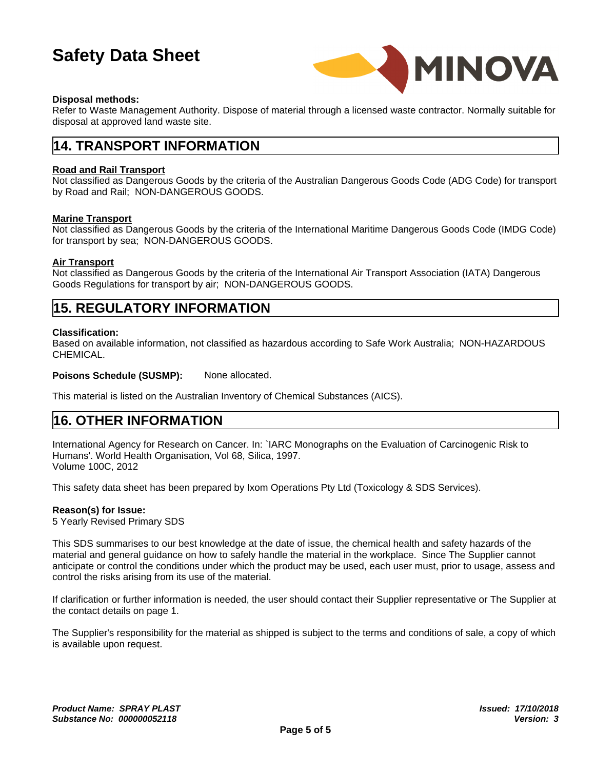**Disposal methods:**
Refer to Waste Management Authority. Dispose of material through a licensed waste contractor. Normally suitable for disposal at approved land waste site.

## 14. TRANSPORT INFORMATION

**Road and Rail Transport**
Not classified as Dangerous Goods by the criteria of the Australian Dangerous Goods Code (ADG Code) for transport by Road and Rail; NON-DANGEROUS GOODS.

**Marine Transport**
Not classified as Dangerous Goods by the criteria of the International Maritime Dangerous Goods Code (IMDG Code) for transport by sea; NON-DANGEROUS GOODS.

**Air Transport**
Not classified as Dangerous Goods by the criteria of the International Air Transport Association (IATA) Dangerous Goods Regulations for transport by air; NON-DANGEROUS GOODS.

## 15. REGULATORY INFORMATION

**Classification:**
Based on available information, not classified as hazardous according to Safe Work Australia; NON-HAZARDOUS CHEMICAL.

**Poisons Schedule (SUSMP):** None allocated.

This material is listed on the Australian Inventory of Chemical Substances (AICS).

## 16. OTHER INFORMATION

International Agency for Research on Cancer. In: `IARC Monographs on the Evaluation of Carcinogenic Risk to Humans'. World Health Organisation, Vol 68, Silica, 1997.
Volume 100C, 2012

This safety data sheet has been prepared by Ixom Operations Pty Ltd (Toxicology & SDS Services).

**Reason(s) for Issue:**
5 Yearly Revised Primary SDS

This SDS summarises to our best knowledge at the date of issue, the chemical health and safety hazards of the material and general guidance on how to safely handle the material in the workplace. Since The Supplier cannot anticipate or control the conditions under which the product may be used, each user must, prior to usage, assess and control the risks arising from its use of the material.

If clarification or further information is needed, the user should contact their Supplier representative or The Supplier at the contact details on page 1.

The Supplier's responsibility for the material as shipped is subject to the terms and conditions of sale, a copy of which is available upon request.

***Product Name: SPRAY PLAST***
***Substance No: 000000052118***

***Issued: 17/10/2018***
***Version: 3***